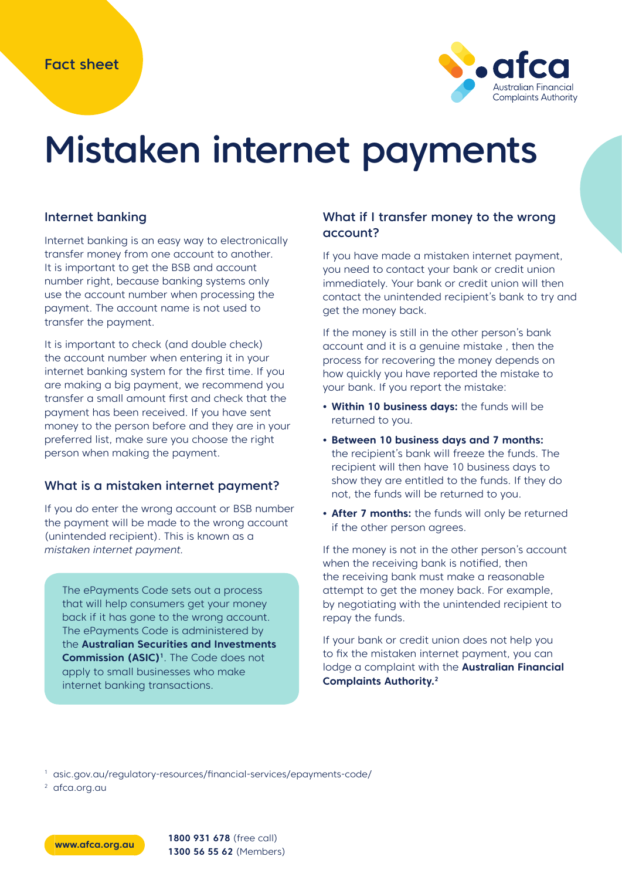Fact sheet

# Mistaken internet payments

## Internet banking

Internet banking is an easy way to electronically transfer money from one account to another. It is important to get the BSB and account number right, because banking systems only use the account number when processing the payment. The account name is not used to transfer the payment.

It is important to check (and double check) the account number when entering it in your internet banking system for the first time. If you are making a big payment, we recommend you transfer a small amount first and check that the payment has been received. If you have sent money to the person before and they are in your preferred list, make sure you choose the right person when making the payment.

## What is a mistaken internet payment?

If you do enter the wrong account or BSB number the payment will be made to the wrong account (unintended recipient). This is known as a *mistaken internet payment.*

The ePayments Code sets out a process that will help consumers get your money back if it has gone to the wrong account. The ePayments Code is administered by the **Australian Securities and Investments Commission (ASIC)**[1]. The Code does not apply to small businesses who make internet banking transactions.

## What if I transfer money to the wrong account?

If you have made a mistaken internet payment, you need to contact your bank or credit union immediately. Your bank or credit union will then contact the unintended recipient's bank to try and get the money back.

If the money is still in the other person's bank account and it is a genuine mistake , then the process for recovering the money depends on how quickly you have reported the mistake to your bank. If you report the mistake:

- **Within 10 business days:** the funds will be returned to you.
- **Between 10 business days and 7 months:** the recipient's bank will freeze the funds. The recipient will then have 10 business days to show they are entitled to the funds. If they do not, the funds will be returned to you.
- **After 7 months:** the funds will only be returned if the other person agrees.

If the money is not in the other person's account when the receiving bank is notified, then the receiving bank must make a reasonable attempt to get the money back. For example, by negotiating with the unintended recipient to repay the funds.

If your bank or credit union does not help you to fix the mistaken internet payment, you can lodge a complaint with the **Australian Financial Complaints Authority.**[2]

[1] asic.gov.au/regulatory-resources/financial-services/epayments-code/

[2] afca.org.au

www.afca.org.au

**1800 931 678** (free call)
**1300 56 55 62** (Members)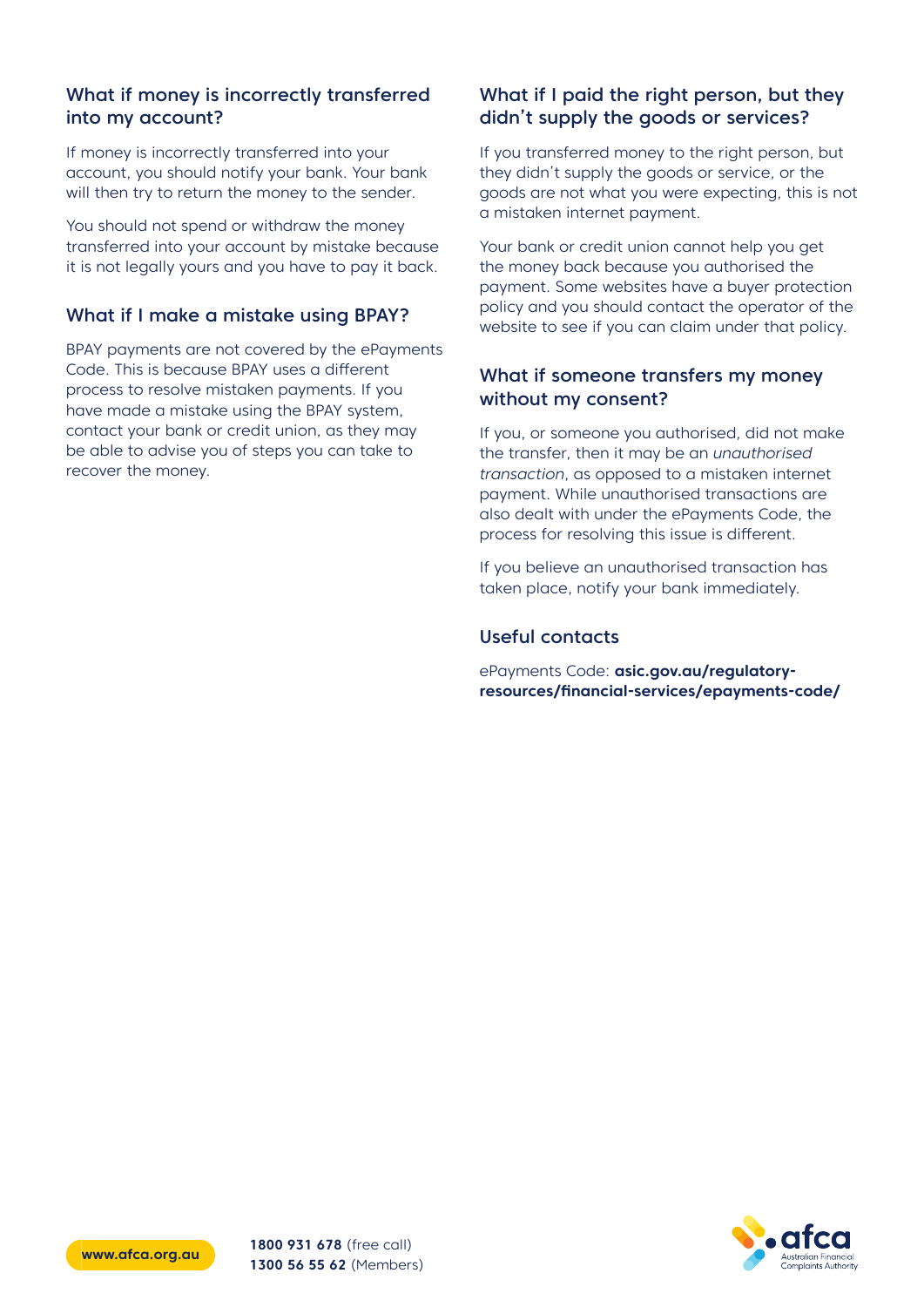## What if money is incorrectly transferred into my account?

If money is incorrectly transferred into your account, you should notify your bank. Your bank will then try to return the money to the sender.

You should not spend or withdraw the money transferred into your account by mistake because it is not legally yours and you have to pay it back.

## What if I make a mistake using BPAY?

BPAY payments are not covered by the ePayments Code. This is because BPAY uses a different process to resolve mistaken payments. If you have made a mistake using the BPAY system, contact your bank or credit union, as they may be able to advise you of steps you can take to recover the money.

## What if I paid the right person, but they didn't supply the goods or services?

If you transferred money to the right person, but they didn't supply the goods or service, or the goods are not what you were expecting, this is not a mistaken internet payment.

Your bank or credit union cannot help you get the money back because you authorised the payment. Some websites have a buyer protection policy and you should contact the operator of the website to see if you can claim under that policy.

## What if someone transfers my money without my consent?

If you, or someone you authorised, did not make the transfer, then it may be an *unauthorised transaction*, as opposed to a mistaken internet payment. While unauthorised transactions are also dealt with under the ePayments Code, the process for resolving this issue is different.

If you believe an unauthorised transaction has taken place, notify your bank immediately.

## Useful contacts

ePayments Code: **asic.gov.au/regulatory-resources/financial-services/epayments-code/**

**www.afca.org.au**

**1800 931 678** (free call)
**1300 56 55 62** (Members)

afca
Australian Financial Complaints Authority